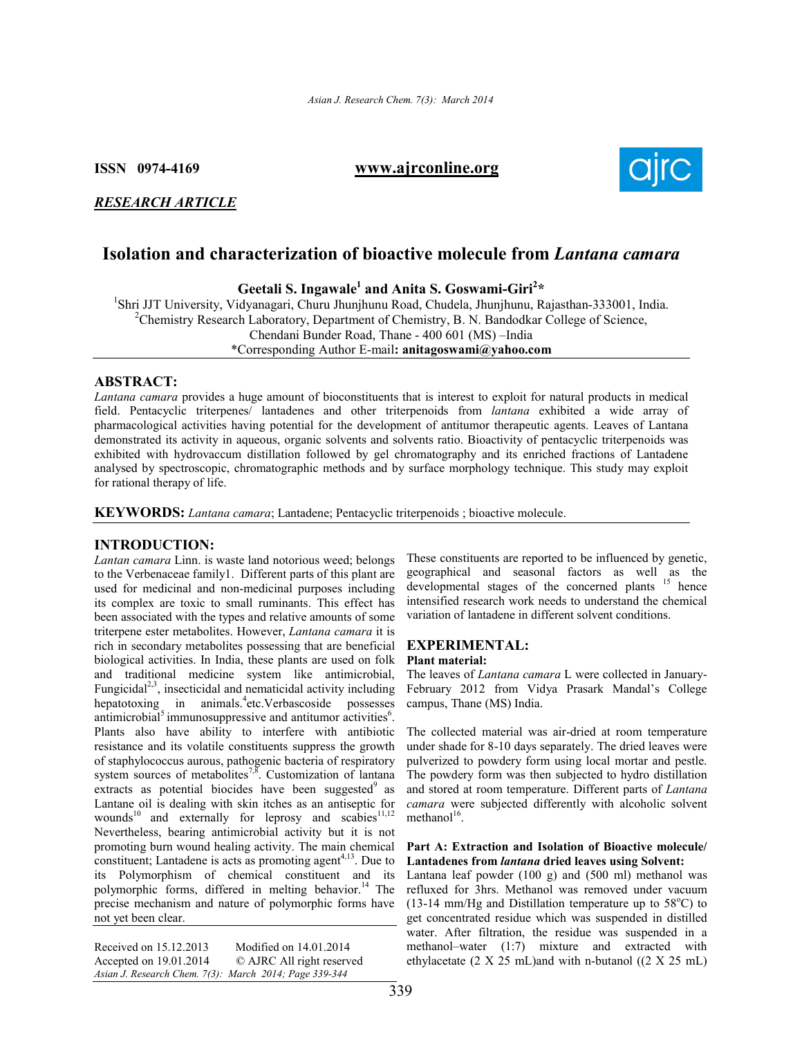**ISSN 0974-4169** www.ajrconline.org

*RESEARCH ARTICLE*

# Isolation and characterization of bioactive molecule from *Lantana camara*

**Geetali S. Ingawale[1] and Anita S. Goswami-Giri[2]***

[1]Shri JJT University, Vidyanagari, Churu Jhunjhunu Road, Chudela, Jhunjhunu, Rajasthan-333001, India.
[2]Chemistry Research Laboratory, Department of Chemistry, B. N. Bandodkar College of Science, Chendani Bunder Road, Thane - 400 601 (MS) –India
*Corresponding Author E-mail: **anitagoswami@yahoo.com**

## ABSTRACT:

*Lantana camara* provides a huge amount of bioconstituents that is interest to exploit for natural products in medical field. Pentacyclic triterpenes/ lantadenes and other triterpenoids from *lantana* exhibited a wide array of pharmacological activities having potential for the development of antitumor therapeutic agents. Leaves of Lantana demonstrated its activity in aqueous, organic solvents and solvents ratio. Bioactivity of pentacyclic triterpenoids was exhibited with hydrovaccum distillation followed by gel chromatography and its enriched fractions of Lantadene analysed by spectroscopic, chromatographic methods and by surface morphology technique. This study may exploit for rational therapy of life.

**KEYWORDS:** *Lantana camara*; Lantadene; Pentacyclic triterpenoids ; bioactive molecule.

## INTRODUCTION:

*Lantan camara* Linn. is waste land notorious weed; belongs to the Verbenaceae family1. Different parts of this plant are used for medicinal and non-medicinal purposes including its complex are toxic to small ruminants. This effect has been associated with the types and relative amounts of some triterpene ester metabolites. However, *Lantana camara* it is rich in secondary metabolites possessing that are beneficial biological activities. In India, these plants are used on folk and traditional medicine system like antimicrobial, Fungicidal[2,3], insecticidal and nematicidal activity including hepatotoxing in animals.[4]etc.Verbascoside possesses antimicrobial[5] immunosuppressive and antitumor activities[6]. Plants also have ability to interfere with antibiotic resistance and its volatile constituents suppress the growth of staphylococcus aurous, pathogenic bacteria of respiratory system sources of metabolites[7,8]. Customization of lantana extracts as potential biocides have been suggested[9] as Lantane oil is dealing with skin itches as an antiseptic for wounds[10] and externally for leprosy and scabies[11,12] Nevertheless, bearing antimicrobial activity but it is not promoting burn wound healing activity. The main chemical constituent; Lantadene is acts as promoting agent[4,13]. Due to its Polymorphism of chemical constituent and its polymorphic forms, differed in melting behavior.[14] The precise mechanism and nature of polymorphic forms have not yet been clear.

These constituents are reported to be influenced by genetic, geographical and seasonal factors as well as the developmental stages of the concerned plants [15] hence intensified research work needs to understand the chemical variation of lantadene in different solvent conditions.

## EXPERIMENTAL:

### Plant material:

The leaves of *Lantana camara* L were collected in January-February 2012 from Vidya Prasark Mandal's College campus, Thane (MS) India.

The collected material was air-dried at room temperature under shade for 8-10 days separately. The dried leaves were pulverized to powdery form using local mortar and pestle. The powdery form was then subjected to hydro distillation and stored at room temperature. Different parts of *Lantana camara* were subjected differently with alcoholic solvent methanol[16].

### Part A: Extraction and Isolation of Bioactive molecule/ Lantadenes from *lantana* dried leaves using Solvent:

Lantana leaf powder (100 g) and (500 ml) methanol was refluxed for 3hrs. Methanol was removed under vacuum (13-14 mm/Hg and Distillation temperature up to 58°C) to get concentrated residue which was suspended in distilled water. After filtration, the residue was suspended in a methanol–water (1:7) mixture and extracted with ethylacetate (2 X 25 mL)and with n-butanol ((2 X 25 mL)

Received on 15.12.2013 Modified on 14.01.2014
Accepted on 19.01.2014 © AJRC All right reserved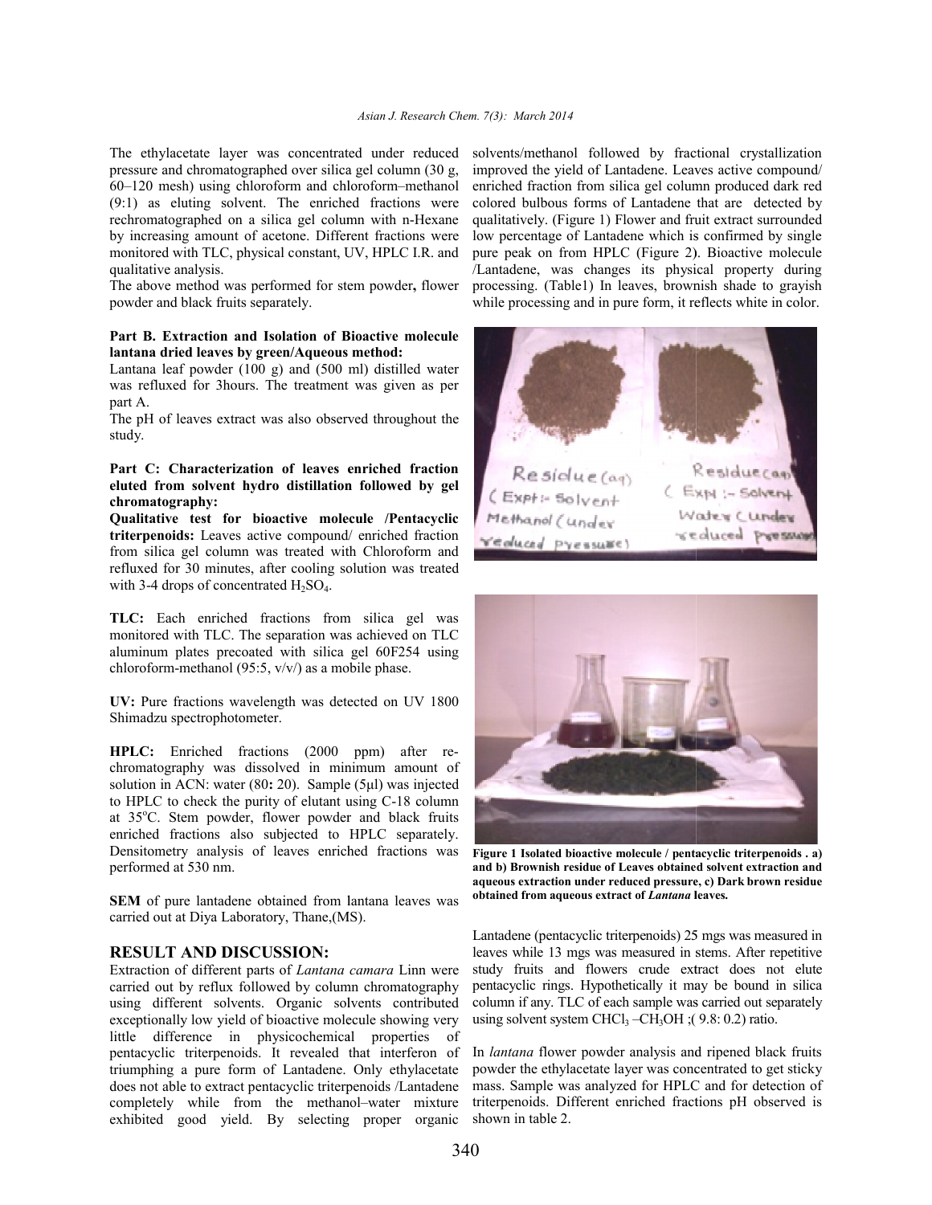The ethylacetate layer was concentrated under reduced pressure and chromatographed over silica gel column (30 g, 60–120 mesh) using chloroform and chloroform–methanol (9:1) as eluting solvent. The enriched fractions were rechromatographed on a silica gel column with n-Hexane by increasing amount of acetone. Different fractions were monitored with TLC, physical constant, UV, HPLC I.R. and qualitative analysis.

The above method was performed for stem powder**,** flower powder and black fruits separately.

**Part B. Extraction and Isolation of Bioactive molecule lantana dried leaves by green/Aqueous method:**

Lantana leaf powder (100 g) and (500 ml) distilled water was refluxed for 3hours. The treatment was given as per part A.

The pH of leaves extract was also observed throughout the study.

**Part C: Characterization of leaves enriched fraction eluted from solvent hydro distillation followed by gel chromatography:**

**Qualitative test for bioactive molecule /Pentacyclic triterpenoids:** Leaves active compound/ enriched fraction from silica gel column was treated with Chloroform and refluxed for 30 minutes, after cooling solution was treated with 3-4 drops of concentrated $H_2SO_4$.

**TLC:** Each enriched fractions from silica gel was monitored with TLC. The separation was achieved on TLC aluminum plates precoated with silica gel 60F254 using chloroform-methanol (95:5, v/v/) as a mobile phase.

**UV:** Pure fractions wavelength was detected on UV 1800 Shimadzu spectrophotometer.

**HPLC:** Enriched fractions (2000 ppm) after re-chromatography was dissolved in minimum amount of solution in ACN: water (80**:** 20). Sample (5μl) was injected to HPLC to check the purity of elutant using C-18 column at 35°C. Stem powder, flower powder and black fruits enriched fractions also subjected to HPLC separately. Densitometry analysis of leaves enriched fractions was performed at 530 nm.

**SEM** of pure lantadene obtained from lantana leaves was carried out at Diya Laboratory, Thane,(MS).

## RESULT AND DISCUSSION:

Extraction of different parts of *Lantana camara* Linn were carried out by reflux followed by column chromatography using different solvents. Organic solvents contributed exceptionally low yield of bioactive molecule showing very little difference in physicochemical properties of pentacyclic triterpenoids. It revealed that interferon of triumphing a pure form of Lantadene. Only ethylacetate does not able to extract pentacyclic triterpenoids /Lantadene completely while from the methanol–water mixture exhibited good yield. By selecting proper organic solvents/methanol followed by fractional crystallization improved the yield of Lantadene. Leaves active compound/ enriched fraction from silica gel column produced dark red colored bulbous forms of Lantadene that are detected by qualitatively. (Figure 1) Flower and fruit extract surrounded low percentage of Lantadene which is confirmed by single pure peak on from HPLC (Figure 2). Bioactive molecule /Lantadene, was changes its physical property during processing. (Table1) In leaves, brownish shade to grayish while processing and in pure form, it reflects white in color.

**Figure 1 Isolated bioactive molecule / pentacyclic triterpenoids . a) and b) Brownish residue of Leaves obtained solvent extraction and aqueous extraction under reduced pressure, c) Dark brown residue obtained from aqueous extract of *Lantana* leaves.**

Lantadene (pentacyclic triterpenoids) 25 mgs was measured in leaves while 13 mgs was measured in stems. After repetitive study fruits and flowers crude extract does not elute pentacyclic rings. Hypothetically it may be bound in silica column if any. TLC of each sample was carried out separately using solvent system $CHCl_3$ –$CH_3OH$ ;( 9.8: 0.2) ratio.

In *lantana* flower powder analysis and ripened black fruits powder the ethylacetate layer was concentrated to get sticky mass. Sample was analyzed for HPLC and for detection of triterpenoids. Different enriched fractions pH observed is shown in table 2.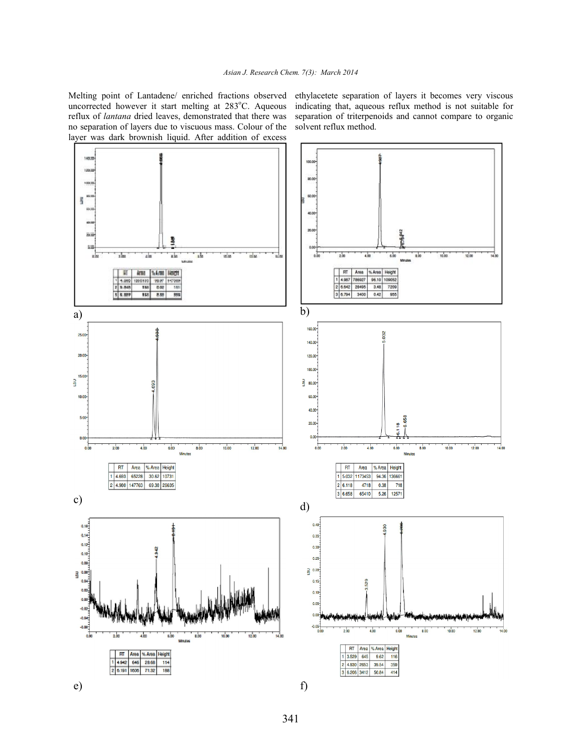Melting point of Lantadene/ enriched fractions observed uncorrected however it start melting at 283°C. Aqueous reflux of *lantana* dried leaves, demonstrated that there was no separation of layers due to viscous mass. Colour of the layer was dark brownish liquid. After addition of excess ethylacetete separation of layers it becomes very viscous indicating that, aqueous reflux method is not suitable for separation of triterpenoids and cannot compare to organic solvent reflux method.

| | RT | Area | % Area | Height |
|---|---|---|---|---|
| 1 | 4.969 | 1093193 | 99.37 | 117269 |
| 2 | 6.648 | 195 | 0.02 | 181 |
| 3 | 6.887 | 153 | 0.01 | 558 |

a)

| | RT | Area | % Area | Height |
|---|---|---|---|---|
| 1 | 4.987 | 786927 | 96.10 | 109052 |
| 2 | 6.642 | 28495 | 3.48 | 7209 |
| 3 | 6.794 | 3400 | 0.42 | 955 |

b)

| | RT | Area | % Area | Height |
|---|---|---|---|---|
| 1 | 4.693 | 65228 | 30.62 | 10731 |
| 2 | 4.930 | 147763 | 69.38 | 25635 |

c)

| | RT | Area | % Area | Height |
|---|---|---|---|---|
| 1 | 5.032 | 1173453 | 94.36 | 136661 |
| 2 | 6.118 | 4718 | 0.38 | 718 |
| 3 | 6.658 | 65410 | 5.26 | 12571 |

d)

| | RT | Area | % Area | Height |
|---|---|---|---|---|
| 1 | 4.942 | 646 | 28.68 | 114 |
| 2 | 6.191 | 1606 | 71.32 | 188 |

e)

| | RT | Area | % Area | Height |
|---|---|---|---|---|
| 1 | 3.529 | 645 | 9.62 | 116 |
| 2 | 4.930 | 2653 | 39.54 | 359 |
| 3 | 6.206 | 3412 | 50.84 | 414 |

f)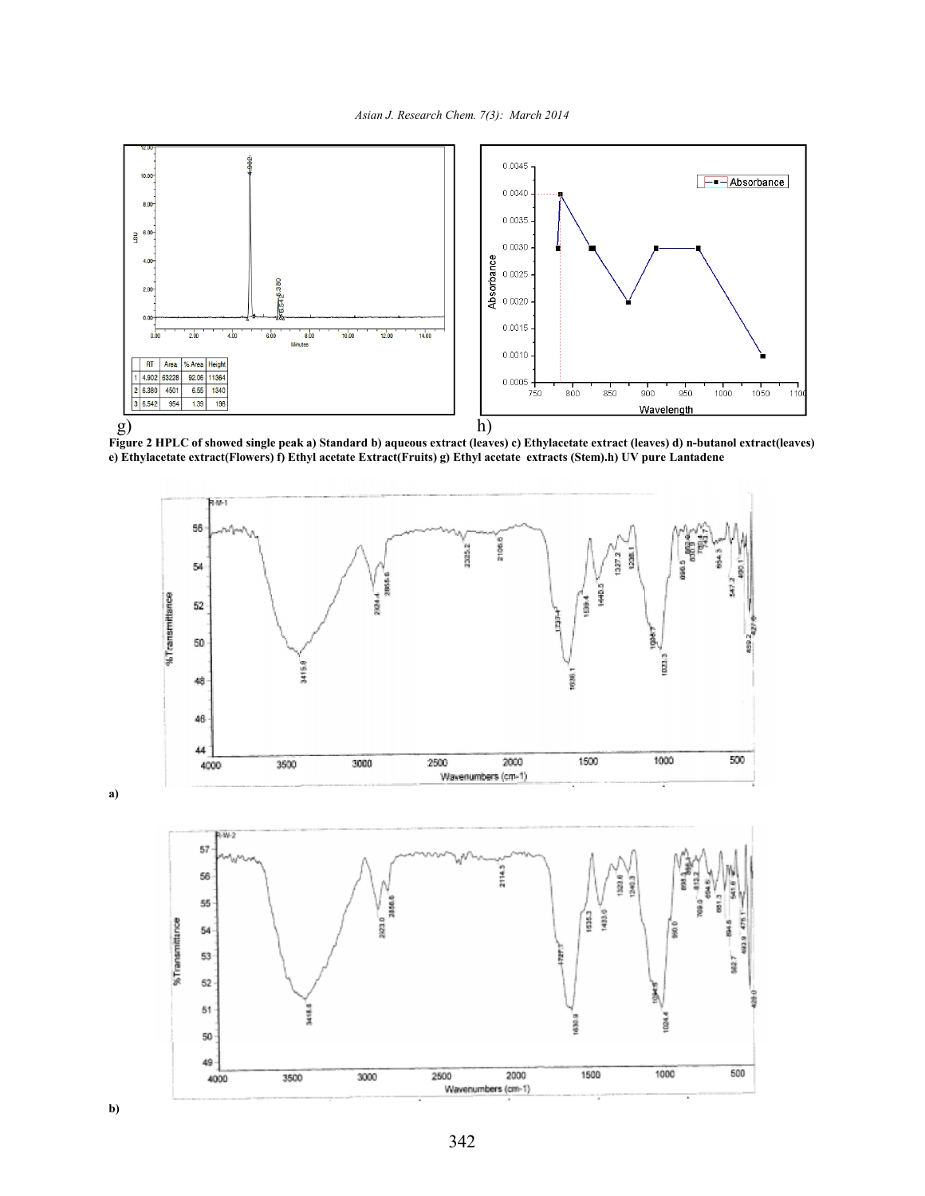g) h)

**Figure 2 HPLC of showed single peak a) Standard b) aqueous extract (leaves) c) Ethylacetate extract (leaves) d) n-butanol extract(leaves) e) Ethylacetate extract(Flowers) f) Ethyl acetate Extract(Fruits) g) Ethyl acetate extracts (Stem).h) UV pure Lantadene**

a)

b)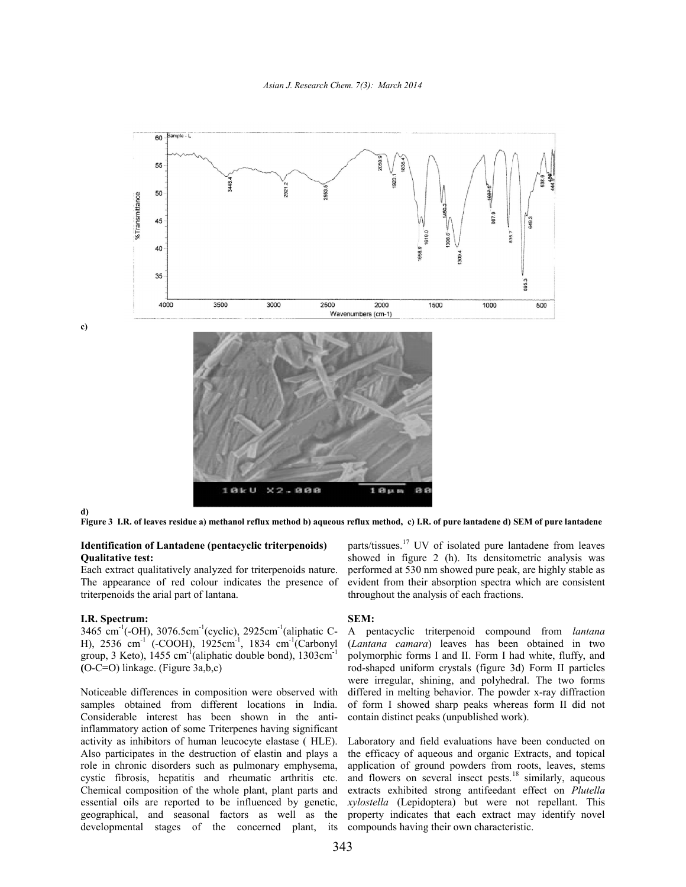c)

d)

**Figure 3 I.R. of leaves residue a) methanol reflux method b) aqueous reflux method, c) I.R. of pure lantadene d) SEM of pure lantadene**

### Identification of Lantadene (pentacyclic triterpenoids)

**Qualitative test:**

Each extract qualitatively analyzed for triterpenoids nature. The appearance of red colour indicates the presence of triterpenoids the arial part of lantana.

**I.R. Spectrum:**

3465 $cm^{-1}$(-OH), 3076.5$cm^{-1}$(cyclic), 2925$cm^{-1}$(aliphatic C-H), 2536 $cm^{-1}$ (-COOH), 1925$cm^{-1}$, 1834 $cm^{-1}$(Carbonyl group, 3 Keto), 1455 $cm^{-1}$(aliphatic double bond), 1303$cm^{-1}$ **(**O-C=O) linkage. (Figure 3a,b,c)

Noticeable differences in composition were observed with samples obtained from different locations in India. Considerable interest has been shown in the anti-inflammatory action of some Triterpenes having significant activity as inhibitors of human leucocyte elastase ( HLE). Also participates in the destruction of elastin and plays a role in chronic disorders such as pulmonary emphysema, cystic fibrosis, hepatitis and rheumatic arthritis etc. Chemical composition of the whole plant, plant parts and essential oils are reported to be influenced by genetic, geographical, and seasonal factors as well as the developmental stages of the concerned plant, its parts/tissues.[17] UV of isolated pure lantadene from leaves showed in figure 2 (h). Its densitometric analysis was performed at 530 nm showed pure peak, are highly stable as evident from their absorption spectra which are consistent throughout the analysis of each fractions.

**SEM:**

A pentacyclic triterpenoid compound from *lantana* (*Lantana camara*) leaves has been obtained in two polymorphic forms I and II. Form I had white, fluffy, and rod-shaped uniform crystals (figure 3d) Form II particles were irregular, shining, and polyhedral. The two forms differed in melting behavior. The powder x-ray diffraction of form I showed sharp peaks whereas form II did not contain distinct peaks (unpublished work).

Laboratory and field evaluations have been conducted on the efficacy of aqueous and organic Extracts, and topical application of ground powders from roots, leaves, stems and flowers on several insect pests.[18] similarly, aqueous extracts exhibited strong antifeedant effect on *Plutella xylostella* (Lepidoptera) but were not repellant. This property indicates that each extract may identify novel compounds having their own characteristic.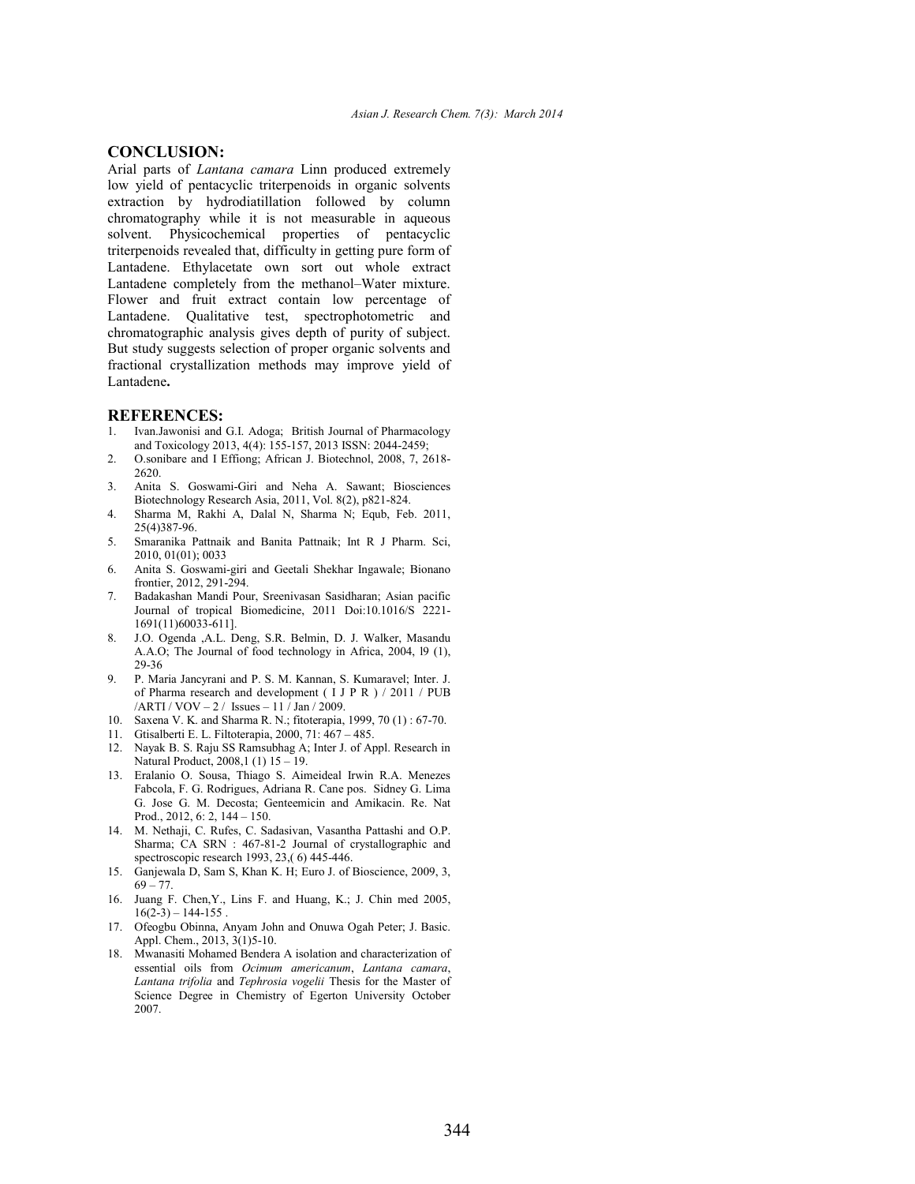## CONCLUSION:

Arial parts of *Lantana camara* Linn produced extremely low yield of pentacyclic triterpenoids in organic solvents extraction by hydrodiatillation followed by column chromatography while it is not measurable in aqueous solvent. Physicochemical properties of pentacyclic triterpenoids revealed that, difficulty in getting pure form of Lantadene. Ethylacetate own sort out whole extract Lantadene completely from the methanol–Water mixture. Flower and fruit extract contain low percentage of Lantadene. Qualitative test, spectrophotometric and chromatographic analysis gives depth of purity of subject. But study suggests selection of proper organic solvents and fractional crystallization methods may improve yield of Lantadene**.**

## REFERENCES:

1. Ivan.Jawonisi and G.I. Adoga; British Journal of Pharmacology and Toxicology 2013, 4(4): 155-157, 2013 ISSN: 2044-2459;
2. O.sonibare and I Effiong; African J. Biotechnol, 2008, 7, 2618-2620.
3. Anita S. Goswami-Giri and Neha A. Sawant; Biosciences Biotechnology Research Asia, 2011, Vol. 8(2), p821-824.
4. Sharma M, Rakhi A, Dalal N, Sharma N; Equb, Feb. 2011, 25(4)387-96.
5. Smaranika Pattnaik and Banita Pattnaik; Int R J Pharm. Sci, 2010, 01(01); 0033
6. Anita S. Goswami-giri and Geetali Shekhar Ingawale; Bionano frontier, 2012, 291-294.
7. Badakashan Mandi Pour, Sreenivasan Sasidharan; Asian pacific Journal of tropical Biomedicine, 2011 Doi:10.1016/S 2221-1691(11)60033-611].
8. J.O. Ogenda ,A.L. Deng, S.R. Belmin, D. J. Walker, Masandu A.A.O; The Journal of food technology in Africa, 2004, l9 (1), 29-36
9. P. Maria Jancyrani and P. S. M. Kannan, S. Kumaravel; Inter. J. of Pharma research and development ( I J P R ) / 2011 / PUB /ARTI / VOV – 2 / Issues – 11 / Jan / 2009.
10. Saxena V. K. and Sharma R. N.; fitoterapia, 1999, 70 (1) : 67-70.
11. Gtisalberti E. L. Filtoterapia, 2000, 71: 467 – 485.
12. Nayak B. S. Raju SS Ramsubhag A; Inter J. of Appl. Research in Natural Product, 2008,1 (1) 15 – 19.
13. Eralanio O. Sousa, Thiago S. Aimeideal Irwin R.A. Menezes Fabcola, F. G. Rodrigues, Adriana R. Cane pos. Sidney G. Lima G. Jose G. M. Decosta; Genteemicin and Amikacin. Re. Nat Prod., 2012, 6: 2, 144 – 150.
14. M. Nethaji, C. Rufes, C. Sadasivan, Vasantha Pattashi and O.P. Sharma; CA SRN : 467-81-2 Journal of crystallographic and spectroscopic research 1993, 23,( 6) 445-446.
15. Ganjewala D, Sam S, Khan K. H; Euro J. of Bioscience, 2009, 3, 69 – 77.
16. Juang F. Chen,Y., Lins F. and Huang, K.; J. Chin med 2005, 16(2-3) – 144-155 .
17. Ofeogbu Obinna, Anyam John and Onuwa Ogah Peter; J. Basic. Appl. Chem., 2013, 3(1)5-10.
18. Mwanasiti Mohamed Bendera A isolation and characterization of essential oils from *Ocimum americanum*, *Lantana camara*, *Lantana trifolia* and *Tephrosia vogelii* Thesis for the Master of Science Degree in Chemistry of Egerton University October 2007.